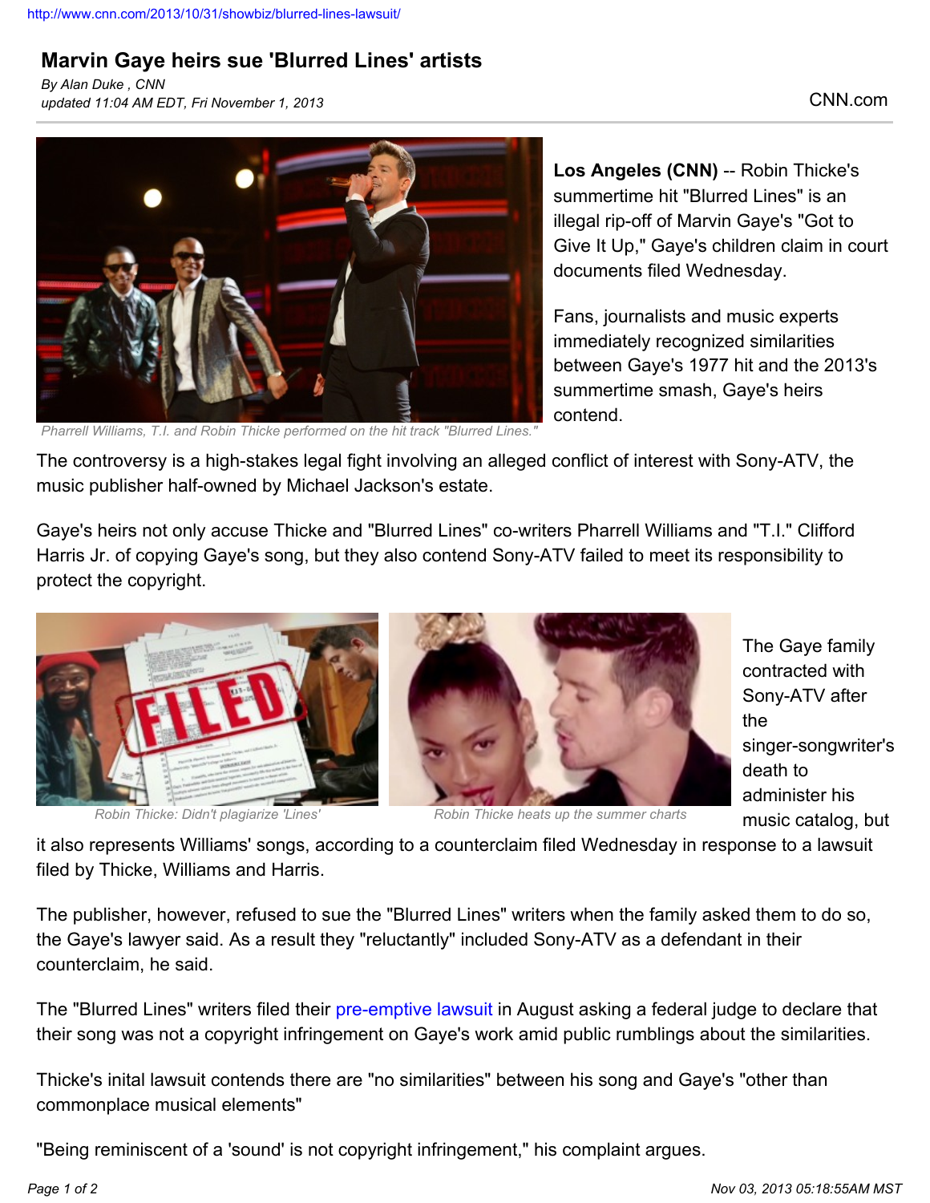http://www.cnn.com/2013/10/31/showbiz/blurred-lines-lawsuit/

# Marvin Gaye heirs sue 'Blurred Lines' artists

*By Alan Duke , CNN*
*updated 11:04 AM EDT, Fri November 1, 2013*

CNN.com

Pharrell Williams, T.I. and Robin Thicke performed on the hit track "Blurred Lines."

**Los Angeles (CNN)** -- Robin Thicke's summertime hit "Blurred Lines" is an illegal rip-off of Marvin Gaye's "Got to Give It Up," Gaye's children claim in court documents filed Wednesday.

Fans, journalists and music experts immediately recognized similarities between Gaye's 1977 hit and the 2013's summertime smash, Gaye's heirs contend.

The controversy is a high-stakes legal fight involving an alleged conflict of interest with Sony-ATV, the music publisher half-owned by Michael Jackson's estate.

Gaye's heirs not only accuse Thicke and "Blurred Lines" co-writers Pharrell Williams and "T.I." Clifford Harris Jr. of copying Gaye's song, but they also contend Sony-ATV failed to meet its responsibility to protect the copyright.

Robin Thicke: Didn't plagiarize 'Lines'

Robin Thicke heats up the summer charts

The Gaye family contracted with Sony-ATV after the singer-songwriter's death to administer his music catalog, but it also represents Williams' songs, according to a counterclaim filed Wednesday in response to a lawsuit filed by Thicke, Williams and Harris.

The publisher, however, refused to sue the "Blurred Lines" writers when the family asked them to do so, the Gaye's lawyer said. As a result they "reluctantly" included Sony-ATV as a defendant in their counterclaim, he said.

The "Blurred Lines" writers filed their pre-emptive lawsuit in August asking a federal judge to declare that their song was not a copyright infringement on Gaye's work amid public rumblings about the similarities.

Thicke's inital lawsuit contends there are "no similarities" between his song and Gaye's "other than commonplace musical elements"

"Being reminiscent of a 'sound' is not copyright infringement," his complaint argues.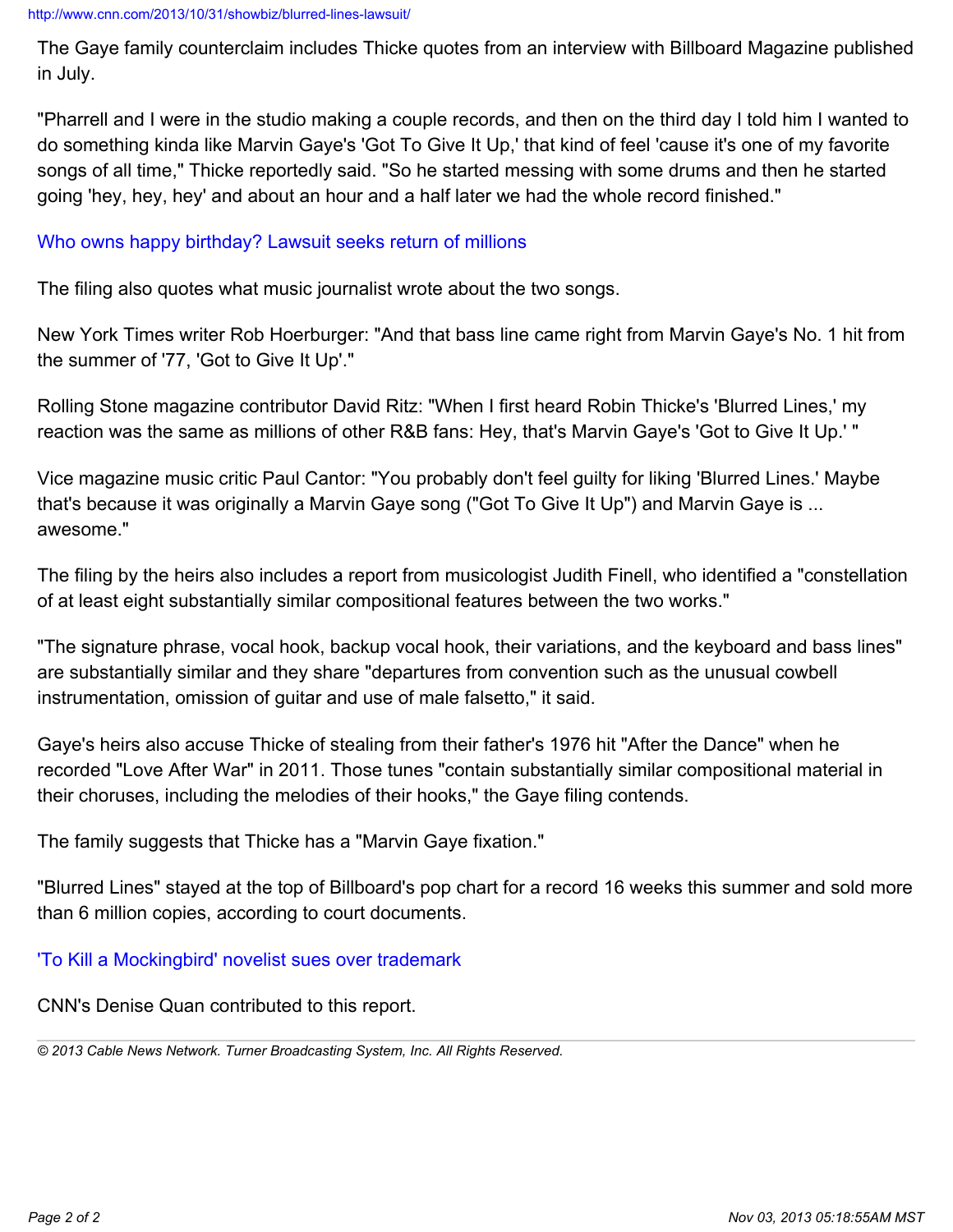The Gaye family counterclaim includes Thicke quotes from an interview with Billboard Magazine published in July.

"Pharrell and I were in the studio making a couple records, and then on the third day I told him I wanted to do something kinda like Marvin Gaye's 'Got To Give It Up,' that kind of feel 'cause it's one of my favorite songs of all time," Thicke reportedly said. "So he started messing with some drums and then he started going 'hey, hey, hey' and about an hour and a half later we had the whole record finished."

Who owns happy birthday? Lawsuit seeks return of millions

The filing also quotes what music journalist wrote about the two songs.

New York Times writer Rob Hoerburger: "And that bass line came right from Marvin Gaye's No. 1 hit from the summer of '77, 'Got to Give It Up'."

Rolling Stone magazine contributor David Ritz: "When I first heard Robin Thicke's 'Blurred Lines,' my reaction was the same as millions of other R&B fans: Hey, that's Marvin Gaye's 'Got to Give It Up.' "

Vice magazine music critic Paul Cantor: "You probably don't feel guilty for liking 'Blurred Lines.' Maybe that's because it was originally a Marvin Gaye song ("Got To Give It Up") and Marvin Gaye is ... awesome."

The filing by the heirs also includes a report from musicologist Judith Finell, who identified a "constellation of at least eight substantially similar compositional features between the two works."

"The signature phrase, vocal hook, backup vocal hook, their variations, and the keyboard and bass lines" are substantially similar and they share "departures from convention such as the unusual cowbell instrumentation, omission of guitar and use of male falsetto," it said.

Gaye's heirs also accuse Thicke of stealing from their father's 1976 hit "After the Dance" when he recorded "Love After War" in 2011. Those tunes "contain substantially similar compositional material in their choruses, including the melodies of their hooks," the Gaye filing contends.

The family suggests that Thicke has a "Marvin Gaye fixation."

"Blurred Lines" stayed at the top of Billboard's pop chart for a record 16 weeks this summer and sold more than 6 million copies, according to court documents.

'To Kill a Mockingbird' novelist sues over trademark

CNN's Denise Quan contributed to this report.

*© 2013 Cable News Network. Turner Broadcasting System, Inc. All Rights Reserved.*